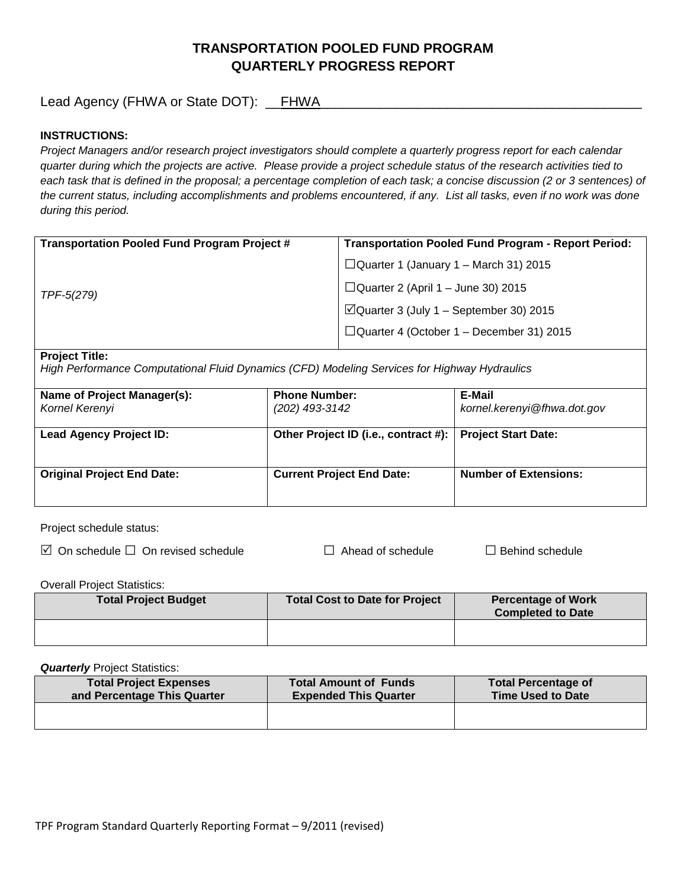# TRANSPORTATION POOLED FUND PROGRAM
# QUARTERLY PROGRESS REPORT

Lead Agency (FHWA or State DOT): __FHWA_____________________________________________

**INSTRUCTIONS:**

*Project Managers and/or research project investigators should complete a quarterly progress report for each calendar quarter during which the projects are active. Please provide a project schedule status of the research activities tied to each task that is defined in the proposal; a percentage completion of each task; a concise discussion (2 or 3 sentences) of the current status, including accomplishments and problems encountered, if any. List all tasks, even if no work was done during this period.*

| **Transportation Pooled Fund Program Project #** | **Transportation Pooled Fund Program - Report Period:** |
|---|---|
| *TPF-5(279)* | ☐Quarter 1 (January 1 – March 31) 2015<br>☐Quarter 2 (April 1 – June 30) 2015<br>☑Quarter 3 (July 1 – September 30) 2015<br>☐Quarter 4 (October 1 – December 31) 2015 |

**Project Title:**
*High Performance Computational Fluid Dynamics (CFD) Modeling Services for Highway Hydraulics*

| **Name of Project Manager(s):** | **Phone Number:** | **E-Mail** |
|---|---|---|
| *Kornel Kerenyi* | *(202) 493-3142* | *kornel.kerenyi@fhwa.dot.gov* |
| **Lead Agency Project ID:** | **Other Project ID (i.e., contract #):** | **Project Start Date:** |
| | | |
| **Original Project End Date:** | **Current Project End Date:** | **Number of Extensions:** |
| | | |

Project schedule status:

☑ On schedule ☐ On revised schedule ☐ Ahead of schedule ☐ Behind schedule

Overall Project Statistics:

| Total Project Budget | Total Cost to Date for Project | Percentage of Work Completed to Date |
|---|---|---|
| | | |

***Quarterly*** Project Statistics:

| Total Project Expenses and Percentage This Quarter | Total Amount of Funds Expended This Quarter | Total Percentage of Time Used to Date |
|---|---|---|
| | | |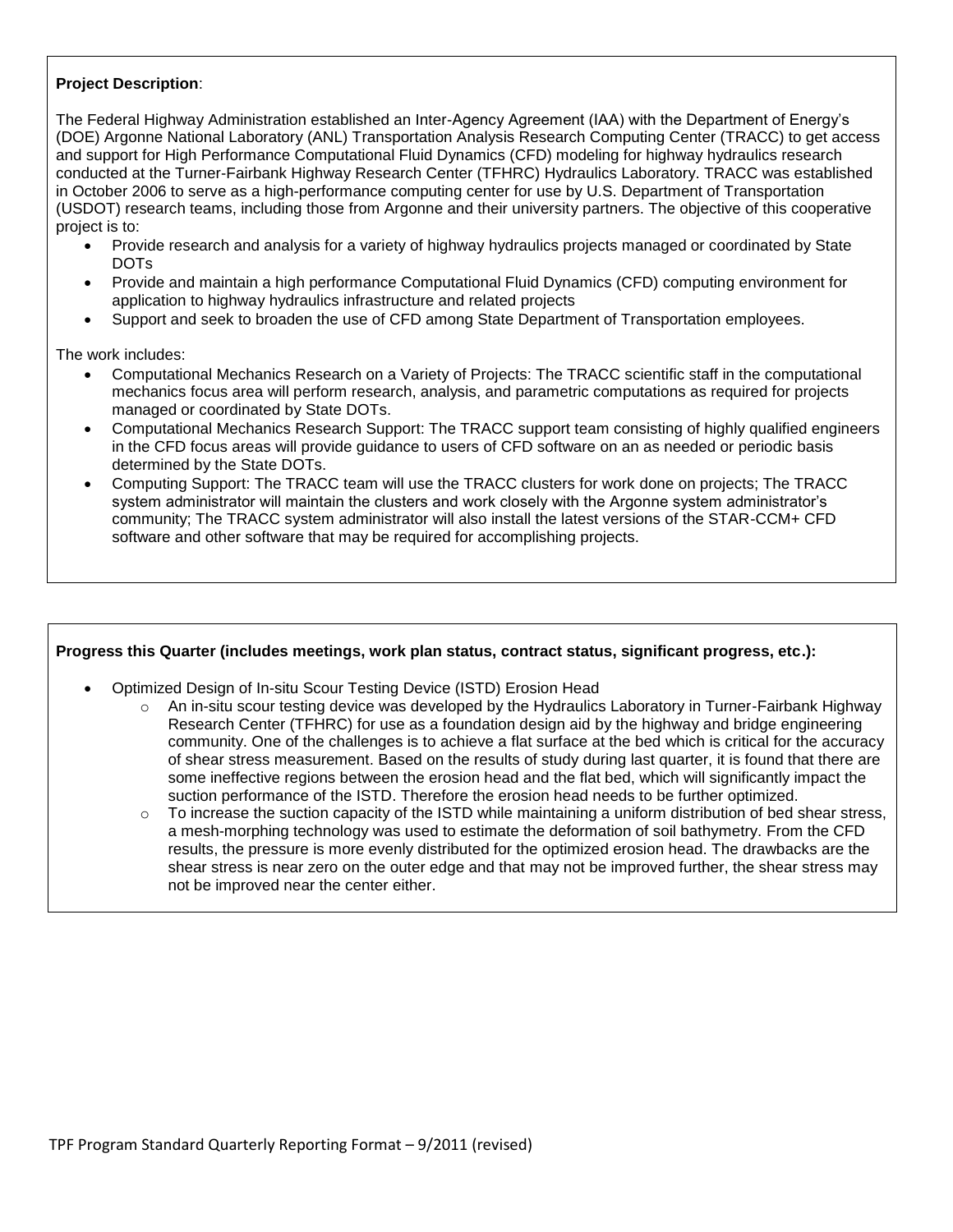**Project Description**:

The Federal Highway Administration established an Inter-Agency Agreement (IAA) with the Department of Energy's (DOE) Argonne National Laboratory (ANL) Transportation Analysis Research Computing Center (TRACC) to get access and support for High Performance Computational Fluid Dynamics (CFD) modeling for highway hydraulics research conducted at the Turner-Fairbank Highway Research Center (TFHRC) Hydraulics Laboratory. TRACC was established in October 2006 to serve as a high-performance computing center for use by U.S. Department of Transportation (USDOT) research teams, including those from Argonne and their university partners. The objective of this cooperative project is to:

- Provide research and analysis for a variety of highway hydraulics projects managed or coordinated by State DOTs
- Provide and maintain a high performance Computational Fluid Dynamics (CFD) computing environment for application to highway hydraulics infrastructure and related projects
- Support and seek to broaden the use of CFD among State Department of Transportation employees.

The work includes:

- Computational Mechanics Research on a Variety of Projects: The TRACC scientific staff in the computational mechanics focus area will perform research, analysis, and parametric computations as required for projects managed or coordinated by State DOTs.
- Computational Mechanics Research Support: The TRACC support team consisting of highly qualified engineers in the CFD focus areas will provide guidance to users of CFD software on an as needed or periodic basis determined by the State DOTs.
- Computing Support: The TRACC team will use the TRACC clusters for work done on projects; The TRACC system administrator will maintain the clusters and work closely with the Argonne system administrator's community; The TRACC system administrator will also install the latest versions of the STAR-CCM+ CFD software and other software that may be required for accomplishing projects.

**Progress this Quarter (includes meetings, work plan status, contract status, significant progress, etc.):**

- Optimized Design of In-situ Scour Testing Device (ISTD) Erosion Head
  - An in-situ scour testing device was developed by the Hydraulics Laboratory in Turner-Fairbank Highway Research Center (TFHRC) for use as a foundation design aid by the highway and bridge engineering community. One of the challenges is to achieve a flat surface at the bed which is critical for the accuracy of shear stress measurement. Based on the results of study during last quarter, it is found that there are some ineffective regions between the erosion head and the flat bed, which will significantly impact the suction performance of the ISTD. Therefore the erosion head needs to be further optimized.
  - To increase the suction capacity of the ISTD while maintaining a uniform distribution of bed shear stress, a mesh-morphing technology was used to estimate the deformation of soil bathymetry. From the CFD results, the pressure is more evenly distributed for the optimized erosion head. The drawbacks are the shear stress is near zero on the outer edge and that may not be improved further, the shear stress may not be improved near the center either.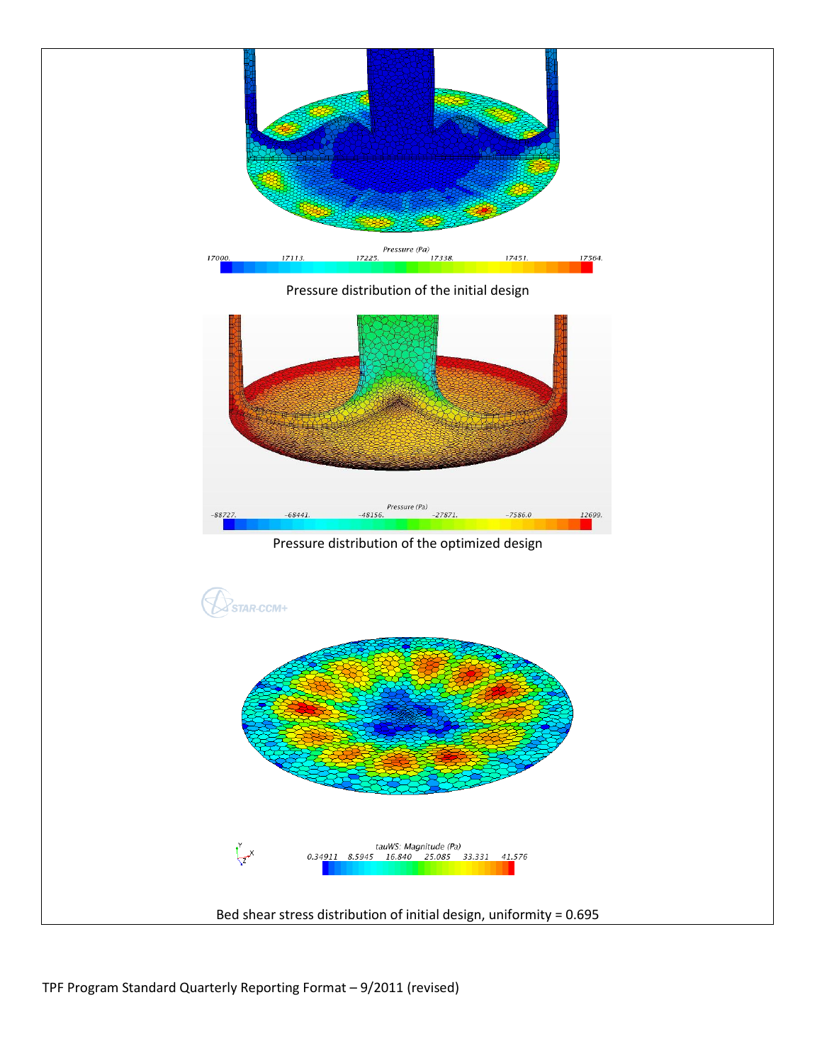Pressure distribution of the initial design

Pressure distribution of the optimized design

Bed shear stress distribution of initial design, uniformity = 0.695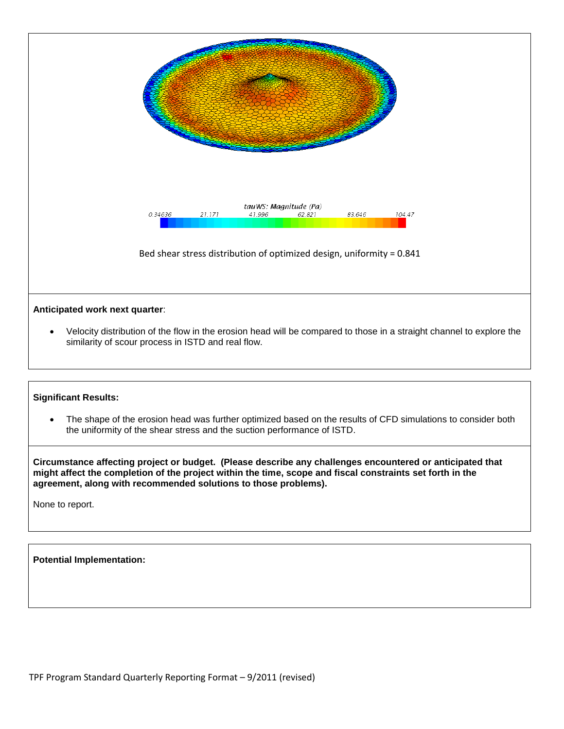tauWS: Magnitude (Pa)

0.34636 21.171 41.996 62.821 83.646 104.47

Bed shear stress distribution of optimized design, uniformity = 0.841

**Anticipated work next quarter**:

- Velocity distribution of the flow in the erosion head will be compared to those in a straight channel to explore the similarity of scour process in ISTD and real flow.

**Significant Results:**

- The shape of the erosion head was further optimized based on the results of CFD simulations to consider both the uniformity of the shear stress and the suction performance of ISTD.

**Circumstance affecting project or budget. (Please describe any challenges encountered or anticipated that might affect the completion of the project within the time, scope and fiscal constraints set forth in the agreement, along with recommended solutions to those problems).**

None to report.

**Potential Implementation:**